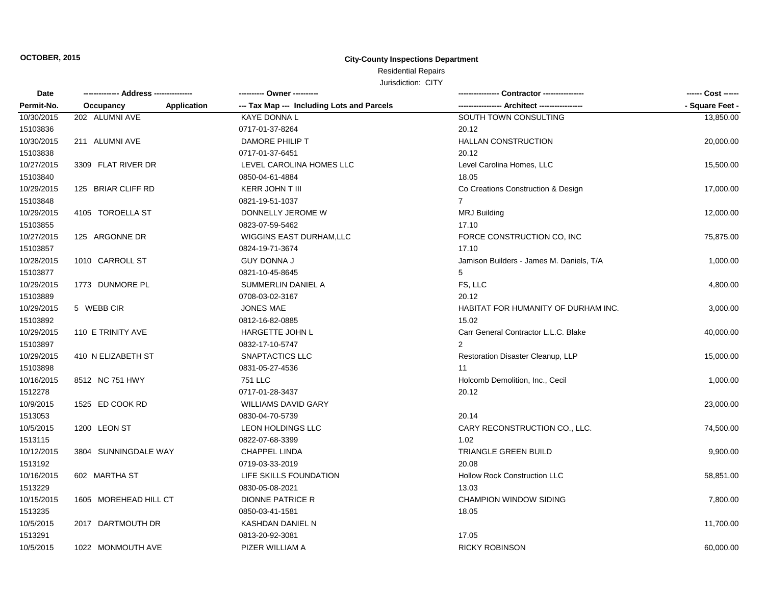**OCTOBER, 2015**

**City-County Inspections Department**

Residential Repairs

Jurisdiction: CITY

| Date / Permit-No. | Address / Occupancy | Application | Owner / Tax Map --- Including Lots and Parcels | Contractor / Architect | Cost / Square Feet |
|---|---|---|---|---|---|
| 10/30/2015 | 202 ALUMNI AVE | | KAYE DONNA L | SOUTH TOWN CONSULTING | 13,850.00 |
| 15103836 | | | 0717-01-37-8264 | 20.12 | |
| 10/30/2015 | 211 ALUMNI AVE | | DAMORE PHILIP T | HALLAN CONSTRUCTION | 20,000.00 |
| 15103838 | | | 0717-01-37-6451 | 20.12 | |
| 10/27/2015 | 3309 FLAT RIVER DR | | LEVEL CAROLINA HOMES LLC | Level Carolina Homes, LLC | 15,500.00 |
| 15103840 | | | 0850-04-61-4884 | 18.05 | |
| 10/29/2015 | 125 BRIAR CLIFF RD | | KERR JOHN T III | Co Creations Construction & Design | 17,000.00 |
| 15103848 | | | 0821-19-51-1037 | 7 | |
| 10/29/2015 | 4105 TOROELLA ST | | DONNELLY JEROME W | MRJ Building | 12,000.00 |
| 15103855 | | | 0823-07-59-5462 | 17.10 | |
| 10/27/2015 | 125 ARGONNE DR | | WIGGINS EAST DURHAM,LLC | FORCE CONSTRUCTION CO, INC | 75,875.00 |
| 15103857 | | | 0824-19-71-3674 | 17.10 | |
| 10/28/2015 | 1010 CARROLL ST | | GUY DONNA J | Jamison Builders - James M. Daniels, T/A | 1,000.00 |
| 15103877 | | | 0821-10-45-8645 | 5 | |
| 10/29/2015 | 1773 DUNMORE PL | | SUMMERLIN DANIEL A | FS, LLC | 4,800.00 |
| 15103889 | | | 0708-03-02-3167 | 20.12 | |
| 10/29/2015 | 5 WEBB CIR | | JONES MAE | HABITAT FOR HUMANITY OF DURHAM INC. | 3,000.00 |
| 15103892 | | | 0812-16-82-0885 | 15.02 | |
| 10/29/2015 | 110 E TRINITY AVE | | HARGETTE JOHN L | Carr General Contractor L.L.C. Blake | 40,000.00 |
| 15103897 | | | 0832-17-10-5747 | 2 | |
| 10/29/2015 | 410 N ELIZABETH ST | | SNAPTACTICS LLC | Restoration Disaster Cleanup, LLP | 15,000.00 |
| 15103898 | | | 0831-05-27-4536 | 11 | |
| 10/16/2015 | 8512 NC 751 HWY | | 751 LLC | Holcomb Demolition, Inc., Cecil | 1,000.00 |
| 1512278 | | | 0717-01-28-3437 | 20.12 | |
| 10/9/2015 | 1525 ED COOK RD | | WILLIAMS DAVID GARY | | 23,000.00 |
| 1513053 | | | 0830-04-70-5739 | 20.14 | |
| 10/5/2015 | 1200 LEON ST | | LEON HOLDINGS LLC | CARY RECONSTRUCTION CO., LLC. | 74,500.00 |
| 1513115 | | | 0822-07-68-3399 | 1.02 | |
| 10/12/2015 | 3804 SUNNINGDALE WAY | | CHAPPEL LINDA | TRIANGLE GREEN BUILD | 9,900.00 |
| 1513192 | | | 0719-03-33-2019 | 20.08 | |
| 10/16/2015 | 602 MARTHA ST | | LIFE SKILLS FOUNDATION | Hollow Rock Construction LLC | 58,851.00 |
| 1513229 | | | 0830-05-08-2021 | 13.03 | |
| 10/15/2015 | 1605 MOREHEAD HILL CT | | DIONNE PATRICE R | CHAMPION WINDOW SIDING | 7,800.00 |
| 1513235 | | | 0850-03-41-1581 | 18.05 | |
| 10/5/2015 | 2017 DARTMOUTH DR | | KASHDAN DANIEL N | | 11,700.00 |
| 1513291 | | | 0813-20-92-3081 | 17.05 | |
| 10/5/2015 | 1022 MONMOUTH AVE | | PIZER WILLIAM A | RICKY ROBINSON | 60,000.00 |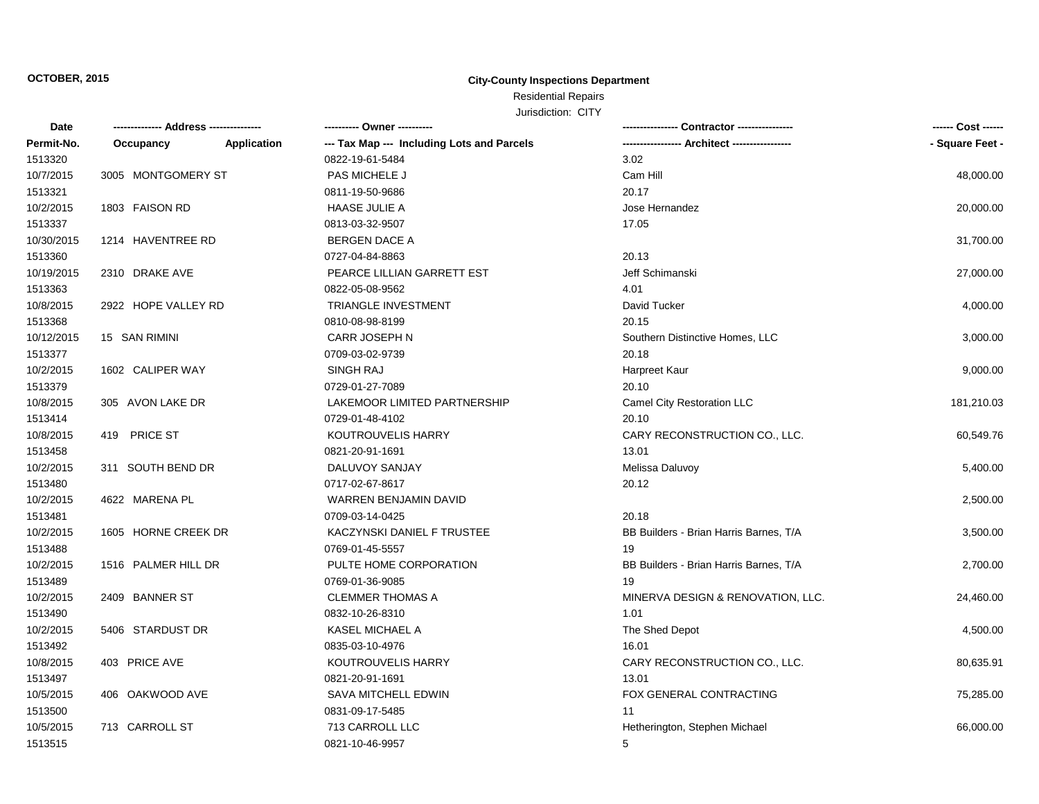**OCTOBER, 2015**

**City-County Inspections Department**

Residential Repairs

Jurisdiction: CITY

| Date | -------------- Address -------------- | | ---------- Owner ---------- | ---------------- Contractor ---------------- | ------ Cost ------ |
|---|---|---|---|---|---|
| **Permit-No.** | **Occupancy** | **Application** | **--- Tax Map --- Including Lots and Parcels** | **----------------- Architect -----------------** | **- Square Feet -** |
| 1513320 | | | 0822-19-61-5484 | 3.02 | |
| 10/7/2015 | 3005 MONTGOMERY ST | | PAS MICHELE J | Cam Hill | 48,000.00 |
| 1513321 | | | 0811-19-50-9686 | 20.17 | |
| 10/2/2015 | 1803 FAISON RD | | HAASE JULIE A | Jose Hernandez | 20,000.00 |
| 1513337 | | | 0813-03-32-9507 | 17.05 | |
| 10/30/2015 | 1214 HAVENTREE RD | | BERGEN DACE A | | 31,700.00 |
| 1513360 | | | 0727-04-84-8863 | 20.13 | |
| 10/19/2015 | 2310 DRAKE AVE | | PEARCE LILLIAN GARRETT EST | Jeff Schimanski | 27,000.00 |
| 1513363 | | | 0822-05-08-9562 | 4.01 | |
| 10/8/2015 | 2922 HOPE VALLEY RD | | TRIANGLE INVESTMENT | David Tucker | 4,000.00 |
| 1513368 | | | 0810-08-98-8199 | 20.15 | |
| 10/12/2015 | 15 SAN RIMINI | | CARR JOSEPH N | Southern Distinctive Homes, LLC | 3,000.00 |
| 1513377 | | | 0709-03-02-9739 | 20.18 | |
| 10/2/2015 | 1602 CALIPER WAY | | SINGH RAJ | Harpreet Kaur | 9,000.00 |
| 1513379 | | | 0729-01-27-7089 | 20.10 | |
| 10/8/2015 | 305 AVON LAKE DR | | LAKEMOOR LIMITED PARTNERSHIP | Camel City Restoration LLC | 181,210.03 |
| 1513414 | | | 0729-01-48-4102 | 20.10 | |
| 10/8/2015 | 419 PRICE ST | | KOUTROUVELIS HARRY | CARY RECONSTRUCTION CO., LLC. | 60,549.76 |
| 1513458 | | | 0821-20-91-1691 | 13.01 | |
| 10/2/2015 | 311 SOUTH BEND DR | | DALUVOY SANJAY | Melissa Daluvoy | 5,400.00 |
| 1513480 | | | 0717-02-67-8617 | 20.12 | |
| 10/2/2015 | 4622 MARENA PL | | WARREN BENJAMIN DAVID | | 2,500.00 |
| 1513481 | | | 0709-03-14-0425 | 20.18 | |
| 10/2/2015 | 1605 HORNE CREEK DR | | KACZYNSKI DANIEL F TRUSTEE | BB Builders - Brian Harris Barnes, T/A | 3,500.00 |
| 1513488 | | | 0769-01-45-5557 | 19 | |
| 10/2/2015 | 1516 PALMER HILL DR | | PULTE HOME CORPORATION | BB Builders - Brian Harris Barnes, T/A | 2,700.00 |
| 1513489 | | | 0769-01-36-9085 | 19 | |
| 10/2/2015 | 2409 BANNER ST | | CLEMMER THOMAS A | MINERVA DESIGN & RENOVATION, LLC. | 24,460.00 |
| 1513490 | | | 0832-10-26-8310 | 1.01 | |
| 10/2/2015 | 5406 STARDUST DR | | KASEL MICHAEL A | The Shed Depot | 4,500.00 |
| 1513492 | | | 0835-03-10-4976 | 16.01 | |
| 10/8/2015 | 403 PRICE AVE | | KOUTROUVELIS HARRY | CARY RECONSTRUCTION CO., LLC. | 80,635.91 |
| 1513497 | | | 0821-20-91-1691 | 13.01 | |
| 10/5/2015 | 406 OAKWOOD AVE | | SAVA MITCHELL EDWIN | FOX GENERAL CONTRACTING | 75,285.00 |
| 1513500 | | | 0831-09-17-5485 | 11 | |
| 10/5/2015 | 713 CARROLL ST | | 713 CARROLL LLC | Hetherington, Stephen Michael | 66,000.00 |
| 1513515 | | | 0821-10-46-9957 | 5 | |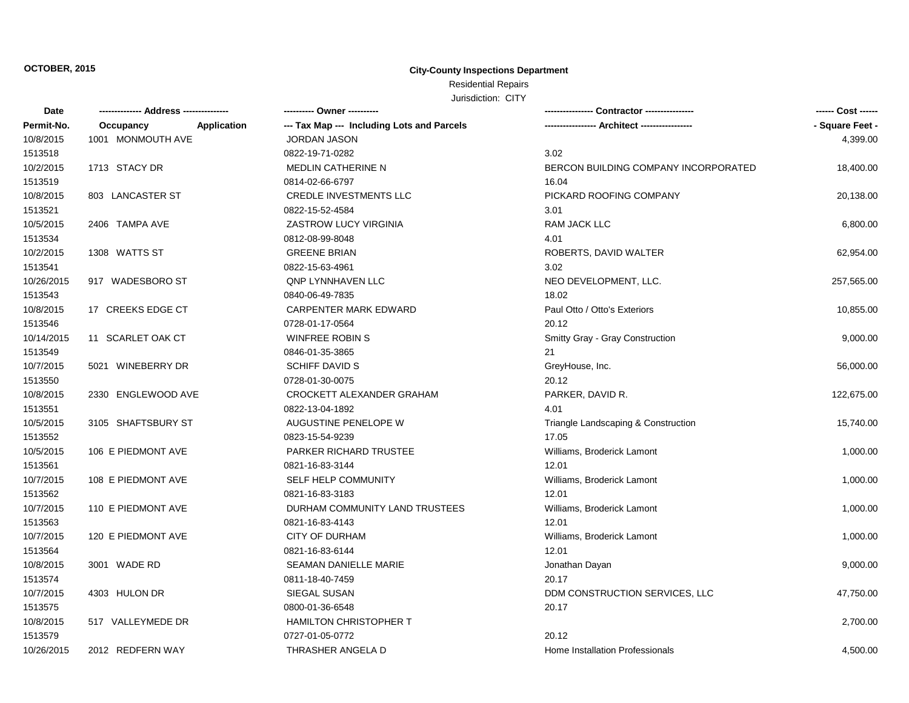**OCTOBER, 2015**

**City-County Inspections Department**

Residential Repairs

Jurisdiction: CITY

| Date<br>Permit-No. | -------------- Address --------------<br>Occupancy Application | ---------- Owner ----------<br>--- Tax Map --- Including Lots and Parcels | ---------------- Contractor ----------------<br>----------------- Architect ----------------- | ------ Cost ------<br>- Square Feet - |
|---|---|---|---|---|
| 10/8/2015 | 1001 MONMOUTH AVE | JORDAN JASON | | 4,399.00 |
| 1513518 | | 0822-19-71-0282 | 3.02 | |
| 10/2/2015 | 1713 STACY DR | MEDLIN CATHERINE N | BERCON BUILDING COMPANY INCORPORATED | 18,400.00 |
| 1513519 | | 0814-02-66-6797 | 16.04 | |
| 10/8/2015 | 803 LANCASTER ST | CREDLE INVESTMENTS LLC | PICKARD ROOFING COMPANY | 20,138.00 |
| 1513521 | | 0822-15-52-4584 | 3.01 | |
| 10/5/2015 | 2406 TAMPA AVE | ZASTROW LUCY VIRGINIA | RAM JACK LLC | 6,800.00 |
| 1513534 | | 0812-08-99-8048 | 4.01 | |
| 10/2/2015 | 1308 WATTS ST | GREENE BRIAN | ROBERTS, DAVID WALTER | 62,954.00 |
| 1513541 | | 0822-15-63-4961 | 3.02 | |
| 10/26/2015 | 917 WADESBORO ST | QNP LYNNHAVEN LLC | NEO DEVELOPMENT, LLC. | 257,565.00 |
| 1513543 | | 0840-06-49-7835 | 18.02 | |
| 10/8/2015 | 17 CREEKS EDGE CT | CARPENTER MARK EDWARD | Paul Otto / Otto's Exteriors | 10,855.00 |
| 1513546 | | 0728-01-17-0564 | 20.12 | |
| 10/14/2015 | 11 SCARLET OAK CT | WINFREE ROBIN S | Smitty Gray - Gray Construction | 9,000.00 |
| 1513549 | | 0846-01-35-3865 | 21 | |
| 10/7/2015 | 5021 WINEBERRY DR | SCHIFF DAVID S | GreyHouse, Inc. | 56,000.00 |
| 1513550 | | 0728-01-30-0075 | 20.12 | |
| 10/8/2015 | 2330 ENGLEWOOD AVE | CROCKETT ALEXANDER GRAHAM | PARKER, DAVID R. | 122,675.00 |
| 1513551 | | 0822-13-04-1892 | 4.01 | |
| 10/5/2015 | 3105 SHAFTSBURY ST | AUGUSTINE PENELOPE W | Triangle Landscaping & Construction | 15,740.00 |
| 1513552 | | 0823-15-54-9239 | 17.05 | |
| 10/5/2015 | 106 E PIEDMONT AVE | PARKER RICHARD TRUSTEE | Williams, Broderick Lamont | 1,000.00 |
| 1513561 | | 0821-16-83-3144 | 12.01 | |
| 10/7/2015 | 108 E PIEDMONT AVE | SELF HELP COMMUNITY | Williams, Broderick Lamont | 1,000.00 |
| 1513562 | | 0821-16-83-3183 | 12.01 | |
| 10/7/2015 | 110 E PIEDMONT AVE | DURHAM COMMUNITY LAND TRUSTEES | Williams, Broderick Lamont | 1,000.00 |
| 1513563 | | 0821-16-83-4143 | 12.01 | |
| 10/7/2015 | 120 E PIEDMONT AVE | CITY OF DURHAM | Williams, Broderick Lamont | 1,000.00 |
| 1513564 | | 0821-16-83-6144 | 12.01 | |
| 10/8/2015 | 3001 WADE RD | SEAMAN DANIELLE MARIE | Jonathan Dayan | 9,000.00 |
| 1513574 | | 0811-18-40-7459 | 20.17 | |
| 10/7/2015 | 4303 HULON DR | SIEGAL SUSAN | DDM CONSTRUCTION SERVICES, LLC | 47,750.00 |
| 1513575 | | 0800-01-36-6548 | 20.17 | |
| 10/8/2015 | 517 VALLEYMEDE DR | HAMILTON CHRISTOPHER T | | 2,700.00 |
| 1513579 | | 0727-01-05-0772 | 20.12 | |
| 10/26/2015 | 2012 REDFERN WAY | THRASHER ANGELA D | Home Installation Professionals | 4,500.00 |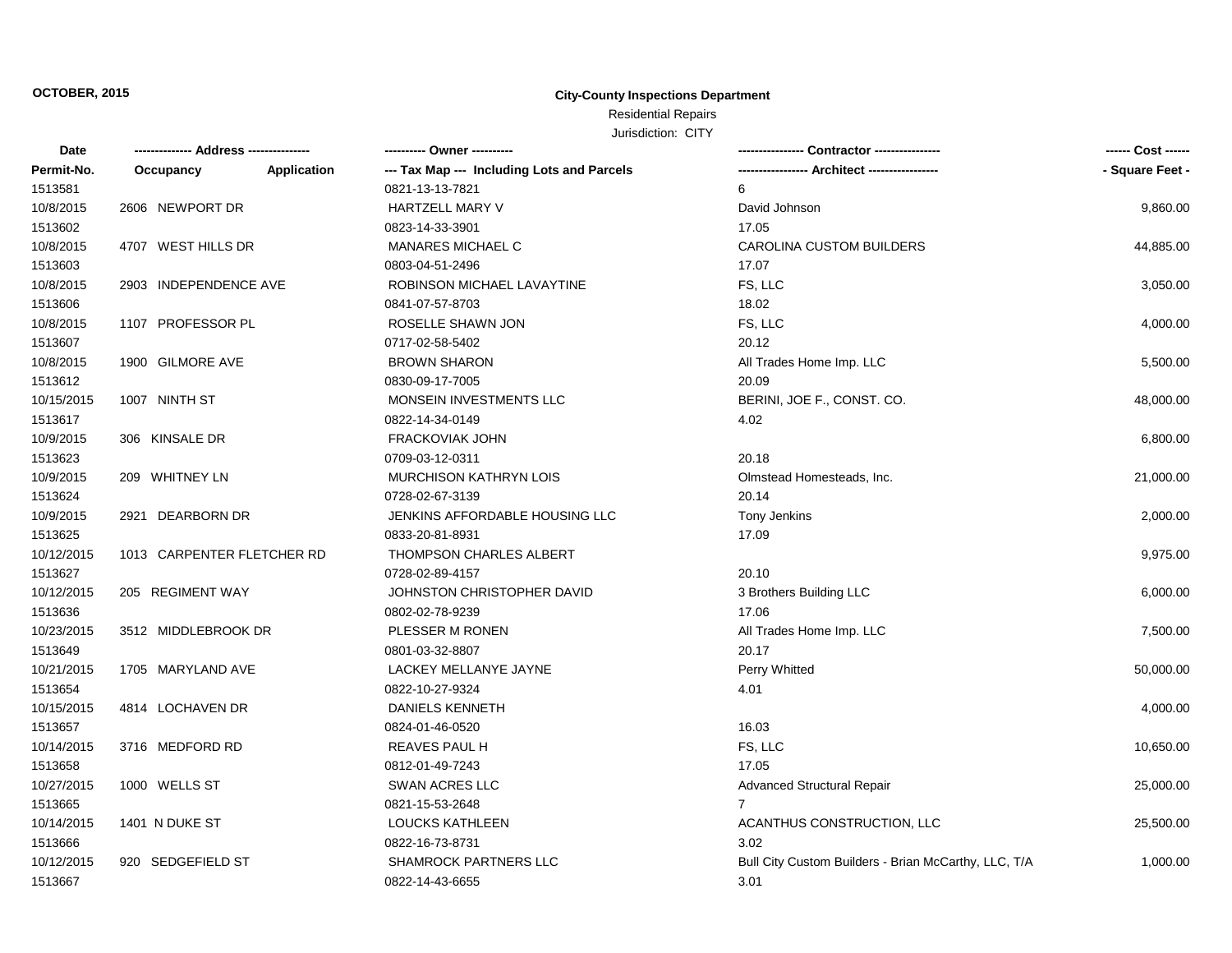**OCTOBER, 2015**

**City-County Inspections Department**

Residential Repairs

Jurisdiction: CITY

| Date | ------------- Address -------------- | ---------- Owner ---------- | ---------------- Contractor ---------------- | ------ Cost ------ |
|---|---|---|---|---|
| **Permit-No.** | **Occupancy Application** | **--- Tax Map --- Including Lots and Parcels** | **----------------- Architect -----------------** | **- Square Feet -** |
| 1513581 | | 0821-13-13-7821 | 6 | |
| 10/8/2015 | 2606 NEWPORT DR | HARTZELL MARY V | David Johnson | 9,860.00 |
| 1513602 | | 0823-14-33-3901 | 17.05 | |
| 10/8/2015 | 4707 WEST HILLS DR | MANARES MICHAEL C | CAROLINA CUSTOM BUILDERS | 44,885.00 |
| 1513603 | | 0803-04-51-2496 | 17.07 | |
| 10/8/2015 | 2903 INDEPENDENCE AVE | ROBINSON MICHAEL LAVAYTINE | FS, LLC | 3,050.00 |
| 1513606 | | 0841-07-57-8703 | 18.02 | |
| 10/8/2015 | 1107 PROFESSOR PL | ROSELLE SHAWN JON | FS, LLC | 4,000.00 |
| 1513607 | | 0717-02-58-5402 | 20.12 | |
| 10/8/2015 | 1900 GILMORE AVE | BROWN SHARON | All Trades Home Imp. LLC | 5,500.00 |
| 1513612 | | 0830-09-17-7005 | 20.09 | |
| 10/15/2015 | 1007 NINTH ST | MONSEIN INVESTMENTS LLC | BERINI, JOE F., CONST. CO. | 48,000.00 |
| 1513617 | | 0822-14-34-0149 | 4.02 | |
| 10/9/2015 | 306 KINSALE DR | FRACKOVIAK JOHN | | 6,800.00 |
| 1513623 | | 0709-03-12-0311 | 20.18 | |
| 10/9/2015 | 209 WHITNEY LN | MURCHISON KATHRYN LOIS | Olmstead Homesteads, Inc. | 21,000.00 |
| 1513624 | | 0728-02-67-3139 | 20.14 | |
| 10/9/2015 | 2921 DEARBORN DR | JENKINS AFFORDABLE HOUSING LLC | Tony Jenkins | 2,000.00 |
| 1513625 | | 0833-20-81-8931 | 17.09 | |
| 10/12/2015 | 1013 CARPENTER FLETCHER RD | THOMPSON CHARLES ALBERT | | 9,975.00 |
| 1513627 | | 0728-02-89-4157 | 20.10 | |
| 10/12/2015 | 205 REGIMENT WAY | JOHNSTON CHRISTOPHER DAVID | 3 Brothers Building LLC | 6,000.00 |
| 1513636 | | 0802-02-78-9239 | 17.06 | |
| 10/23/2015 | 3512 MIDDLEBROOK DR | PLESSER M RONEN | All Trades Home Imp. LLC | 7,500.00 |
| 1513649 | | 0801-03-32-8807 | 20.17 | |
| 10/21/2015 | 1705 MARYLAND AVE | LACKEY MELLANYE JAYNE | Perry Whitted | 50,000.00 |
| 1513654 | | 0822-10-27-9324 | 4.01 | |
| 10/15/2015 | 4814 LOCHAVEN DR | DANIELS KENNETH | | 4,000.00 |
| 1513657 | | 0824-01-46-0520 | 16.03 | |
| 10/14/2015 | 3716 MEDFORD RD | REAVES PAUL H | FS, LLC | 10,650.00 |
| 1513658 | | 0812-01-49-7243 | 17.05 | |
| 10/27/2015 | 1000 WELLS ST | SWAN ACRES LLC | Advanced Structural Repair | 25,000.00 |
| 1513665 | | 0821-15-53-2648 | 7 | |
| 10/14/2015 | 1401 N DUKE ST | LOUCKS KATHLEEN | ACANTHUS CONSTRUCTION, LLC | 25,500.00 |
| 1513666 | | 0822-16-73-8731 | 3.02 | |
| 10/12/2015 | 920 SEDGEFIELD ST | SHAMROCK PARTNERS LLC | Bull City Custom Builders - Brian McCarthy, LLC, T/A | 1,000.00 |
| 1513667 | | 0822-14-43-6655 | 3.01 | |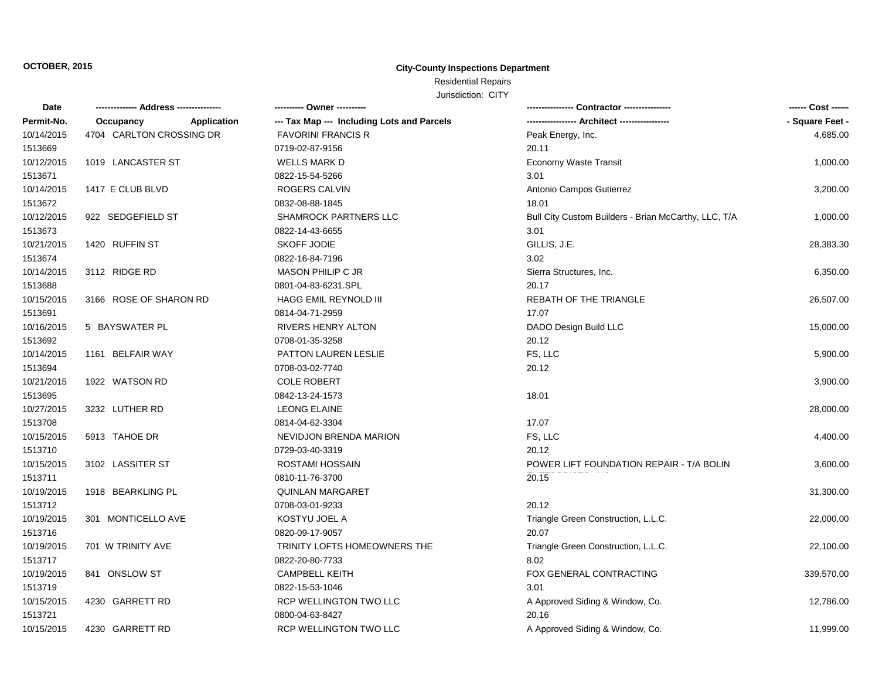**OCTOBER, 2015**

**City-County Inspections Department**

Residential Repairs

Jurisdiction: CITY

| Date | ------------- Address -------------- | ---------- Owner ---------- | --------------- Contractor --------------- | ------ Cost ------ |
|---|---|---|---|---|
| Permit-No. | Occupancy Application | --- Tax Map --- Including Lots and Parcels | ---------------- Architect ---------------- | - Square Feet - |
| 10/14/2015 | 4704 CARLTON CROSSING DR | FAVORINI FRANCIS R | Peak Energy, Inc. | 4,685.00 |
| 1513669 | | 0719-02-87-9156 | 20.11 | |
| 10/12/2015 | 1019 LANCASTER ST | WELLS MARK D | Economy Waste Transit | 1,000.00 |
| 1513671 | | 0822-15-54-5266 | 3.01 | |
| 10/14/2015 | 1417 E CLUB BLVD | ROGERS CALVIN | Antonio Campos Gutierrez | 3,200.00 |
| 1513672 | | 0832-08-88-1845 | 18.01 | |
| 10/12/2015 | 922 SEDGEFIELD ST | SHAMROCK PARTNERS LLC | Bull City Custom Builders - Brian McCarthy, LLC, T/A | 1,000.00 |
| 1513673 | | 0822-14-43-6655 | 3.01 | |
| 10/21/2015 | 1420 RUFFIN ST | SKOFF JODIE | GILLIS, J.E. | 28,383.30 |
| 1513674 | | 0822-16-84-7196 | 3.02 | |
| 10/14/2015 | 3112 RIDGE RD | MASON PHILIP C JR | Sierra Structures, Inc. | 6,350.00 |
| 1513688 | | 0801-04-83-6231.SPL | 20.17 | |
| 10/15/2015 | 3166 ROSE OF SHARON RD | HAGG EMIL REYNOLD III | REBATH OF THE TRIANGLE | 26,507.00 |
| 1513691 | | 0814-04-71-2959 | 17.07 | |
| 10/16/2015 | 5 BAYSWATER PL | RIVERS HENRY ALTON | DADO Design Build LLC | 15,000.00 |
| 1513692 | | 0708-01-35-3258 | 20.12 | |
| 10/14/2015 | 1161 BELFAIR WAY | PATTON LAUREN LESLIE | FS, LLC | 5,900.00 |
| 1513694 | | 0708-03-02-7740 | 20.12 | |
| 10/21/2015 | 1922 WATSON RD | COLE ROBERT | | 3,900.00 |
| 1513695 | | 0842-13-24-1573 | 18.01 | |
| 10/27/2015 | 3232 LUTHER RD | LEONG ELAINE | | 28,000.00 |
| 1513708 | | 0814-04-62-3304 | 17.07 | |
| 10/15/2015 | 5913 TAHOE DR | NEVIDJON BRENDA MARION | FS, LLC | 4,400.00 |
| 1513710 | | 0729-03-40-3319 | 20.12 | |
| 10/15/2015 | 3102 LASSITER ST | ROSTAMI HOSSAIN | POWER LIFT FOUNDATION REPAIR - T/A BOLIN ENTERPRISES, INC | 3,600.00 |
| 1513711 | | 0810-11-76-3700 | 20.15 | |
| 10/19/2015 | 1918 BEARKLING PL | QUINLAN MARGARET | | 31,300.00 |
| 1513712 | | 0708-03-01-9233 | 20.12 | |
| 10/19/2015 | 301 MONTICELLO AVE | KOSTYU JOEL A | Triangle Green Construction, L.L.C. | 22,000.00 |
| 1513716 | | 0820-09-17-9057 | 20.07 | |
| 10/19/2015 | 701 W TRINITY AVE | TRINITY LOFTS HOMEOWNERS THE | Triangle Green Construction, L.L.C. | 22,100.00 |
| 1513717 | | 0822-20-80-7733 | 8.02 | |
| 10/19/2015 | 841 ONSLOW ST | CAMPBELL KEITH | FOX GENERAL CONTRACTING | 339,570.00 |
| 1513719 | | 0822-15-53-1046 | 3.01 | |
| 10/15/2015 | 4230 GARRETT RD | RCP WELLINGTON TWO LLC | A Approved Siding & Window, Co. | 12,786.00 |
| 1513721 | | 0800-04-63-8427 | 20.16 | |
| 10/15/2015 | 4230 GARRETT RD | RCP WELLINGTON TWO LLC | A Approved Siding & Window, Co. | 11,999.00 |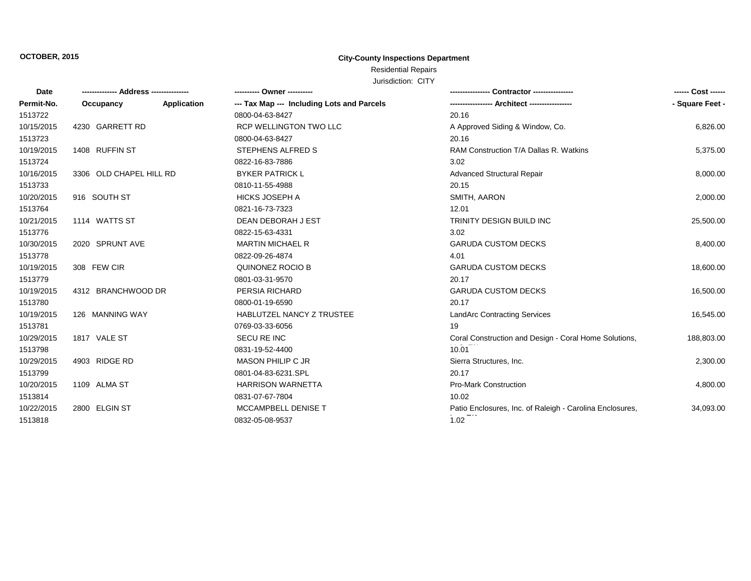**OCTOBER, 2015**

**City-County Inspections Department**

Residential Repairs

Jurisdiction: CITY

| Date | ------------- Address -------------- | | ---------- Owner ---------- | ---------------- Contractor ---------------- | ------ Cost ------ |
|---|---|---|---|---|---|
| **Permit-No.** | **Occupancy** | **Application** | **--- Tax Map --- Including Lots and Parcels** | **----------------- Architect -----------------** | **- Square Feet -** |
| 1513722 | | | 0800-04-63-8427 | 20.16 | |
| 10/15/2015 | 4230 GARRETT RD | | RCP WELLINGTON TWO LLC | A Approved Siding & Window, Co. | 6,826.00 |
| 1513723 | | | 0800-04-63-8427 | 20.16 | |
| 10/19/2015 | 1408 RUFFIN ST | | STEPHENS ALFRED S | RAM Construction T/A Dallas R. Watkins | 5,375.00 |
| 1513724 | | | 0822-16-83-7886 | 3.02 | |
| 10/16/2015 | 3306 OLD CHAPEL HILL RD | | BYKER PATRICK L | Advanced Structural Repair | 8,000.00 |
| 1513733 | | | 0810-11-55-4988 | 20.15 | |
| 10/20/2015 | 916 SOUTH ST | | HICKS JOSEPH A | SMITH, AARON | 2,000.00 |
| 1513764 | | | 0821-16-73-7323 | 12.01 | |
| 10/21/2015 | 1114 WATTS ST | | DEAN DEBORAH J EST | TRINITY DESIGN BUILD INC | 25,500.00 |
| 1513776 | | | 0822-15-63-4331 | 3.02 | |
| 10/30/2015 | 2020 SPRUNT AVE | | MARTIN MICHAEL R | GARUDA CUSTOM DECKS | 8,400.00 |
| 1513778 | | | 0822-09-26-4874 | 4.01 | |
| 10/19/2015 | 308 FEW CIR | | QUINONEZ ROCIO B | GARUDA CUSTOM DECKS | 18,600.00 |
| 1513779 | | | 0801-03-31-9570 | 20.17 | |
| 10/19/2015 | 4312 BRANCHWOOD DR | | PERSIA RICHARD | GARUDA CUSTOM DECKS | 16,500.00 |
| 1513780 | | | 0800-01-19-6590 | 20.17 | |
| 10/19/2015 | 126 MANNING WAY | | HABLUTZEL NANCY Z TRUSTEE | LandArc Contracting Services | 16,545.00 |
| 1513781 | | | 0769-03-33-6056 | 19 | |
| 10/29/2015 | 1817 VALE ST | | SECU RE INC | Coral Construction and Design - Coral Home Solutions, | 188,803.00 |
| 1513798 | | | 0831-19-52-4400 | 10.01 | |
| 10/29/2015 | 4903 RIDGE RD | | MASON PHILIP C JR | Sierra Structures, Inc. | 2,300.00 |
| 1513799 | | | 0801-04-83-6231.SPL | 20.17 | |
| 10/20/2015 | 1109 ALMA ST | | HARRISON WARNETTA | Pro-Mark Construction | 4,800.00 |
| 1513814 | | | 0831-07-67-7804 | 10.02 | |
| 10/22/2015 | 2800 ELGIN ST | | MCCAMPBELL DENISE T | Patio Enclosures, Inc. of Raleigh - Carolina Enclosures, | 34,093.00 |
| 1513818 | | | 0832-05-08-9537 | 1.02 | |